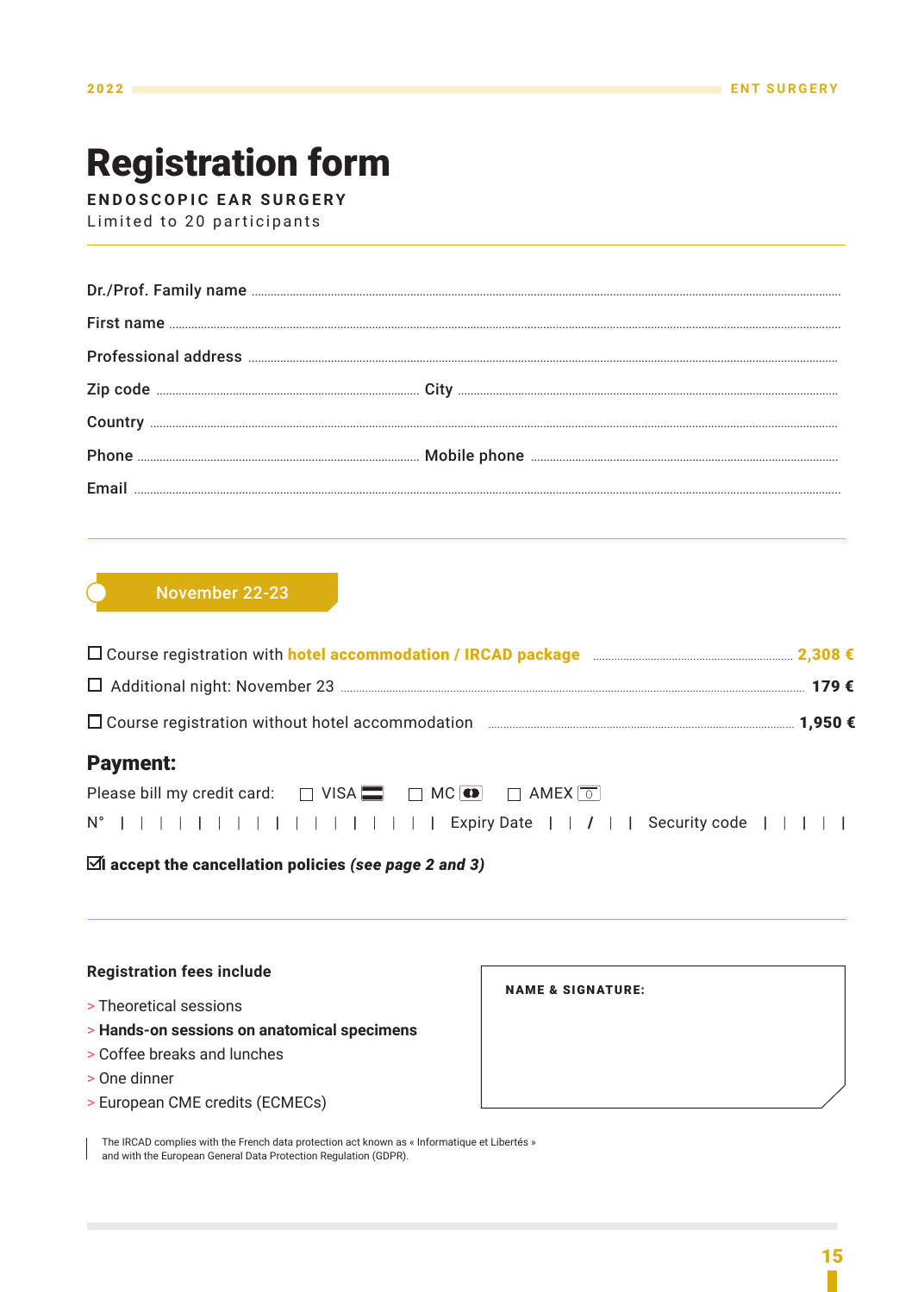# Registration form

**ENDOSCOPIC EAR SURGERY**

Limited to 20 participants

Dr./Prof. Family name ..............................................................................................

First name ..............................................................................................

Professional address ..............................................................................................

Zip code .............................................. City ..............................................

Country ..............................................................................................

Phone .............................................. Mobile phone ..............................................

Email ..............................................................................................

## November 22-23

☐ Course registration with **hotel accommodation / IRCAD package** .............................. **2,308 €**

☐ Additional night: November 23 .............................................. **179 €**

☐ Course registration without hotel accommodation .............................. **1,950 €**

## Payment:

Please bill my credit card: ☐ VISA ☐ MC ☐ AMEX

N° | | | | | | | | | | | | | | | | | Expiry Date | | / | | Security code | | | |

☑ **I accept the cancellation policies *(see page 2 and 3)***

### Registration fees include

- Theoretical sessions
- **Hands-on sessions on anatomical specimens**
- Coffee breaks and lunches
- One dinner
- European CME credits (ECMECs)

**NAME & SIGNATURE:**

The IRCAD complies with the French data protection act known as « Informatique et Libertés » and with the European General Data Protection Regulation (GDPR).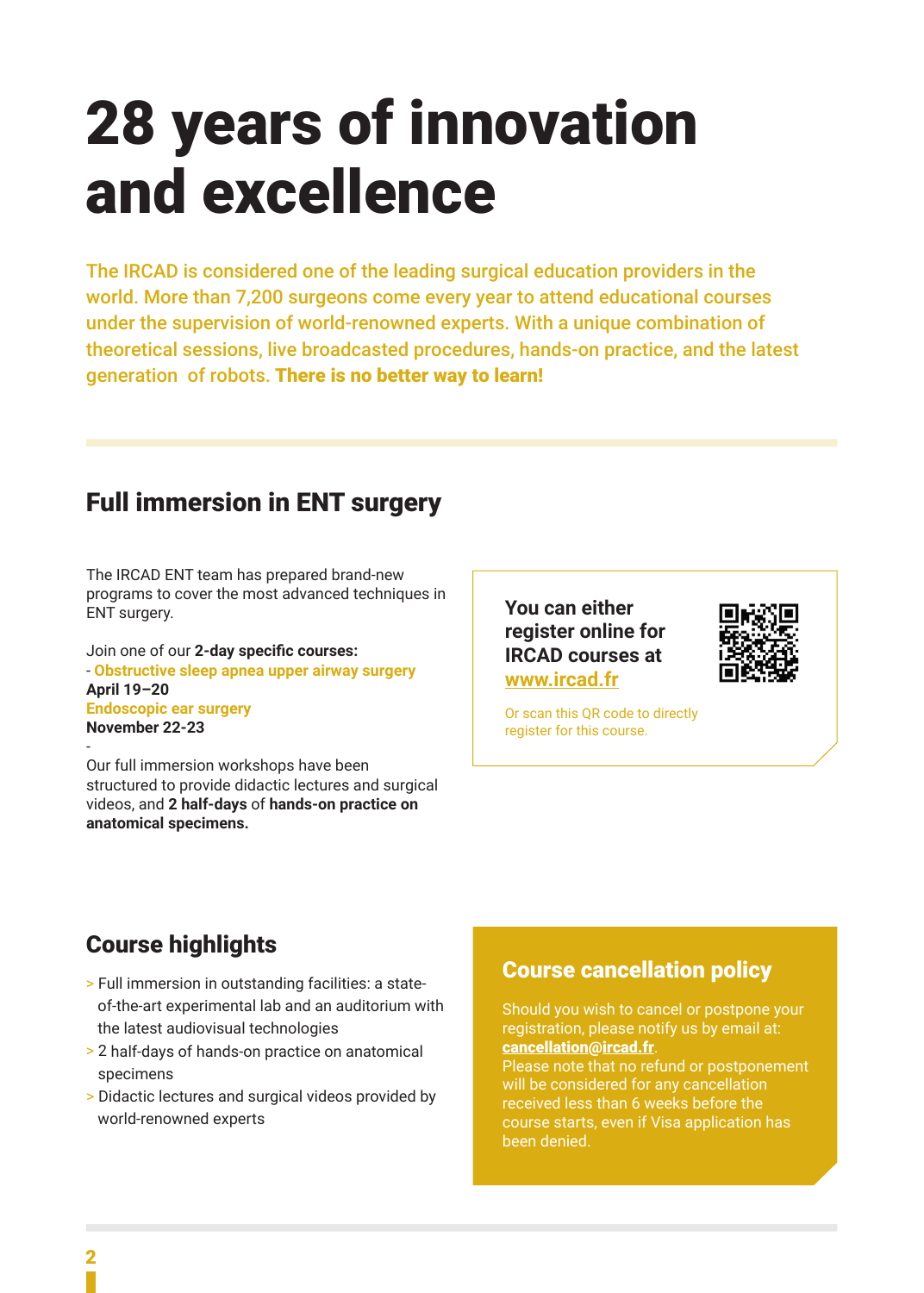# 28 years of innovation and excellence

The IRCAD is considered one of the leading surgical education providers in the world. More than 7,200 surgeons come every year to attend educational courses under the supervision of world-renowned experts. With a unique combination of theoretical sessions, live broadcasted procedures, hands-on practice, and the latest generation of robots. **There is no better way to learn!**

## Full immersion in ENT surgery

The IRCAD ENT team has prepared brand-new programs to cover the most advanced techniques in ENT surgery.

Join one of our **2-day specific courses:**
- **Obstructive sleep apnea upper airway surgery**
**April 19–20**
**Endoscopic ear surgery**
**November 22-23**
-
Our full immersion workshops have been structured to provide didactic lectures and surgical videos, and **2 half-days** of **hands-on practice on anatomical specimens.**

**You can either register online for IRCAD courses at www.ircad.fr**

Or scan this QR code to directly register for this course.

## Course highlights

> Full immersion in outstanding facilities: a state-of-the-art experimental lab and an auditorium with the latest audiovisual technologies
> 2 half-days of hands-on practice on anatomical specimens
> Didactic lectures and surgical videos provided by world-renowned experts

## Course cancellation policy

Should you wish to cancel or postpone your registration, please notify us by email at: **cancellation@ircad.fr**.
Please note that no refund or postponement will be considered for any cancellation received less than 6 weeks before the course starts, even if Visa application has been denied.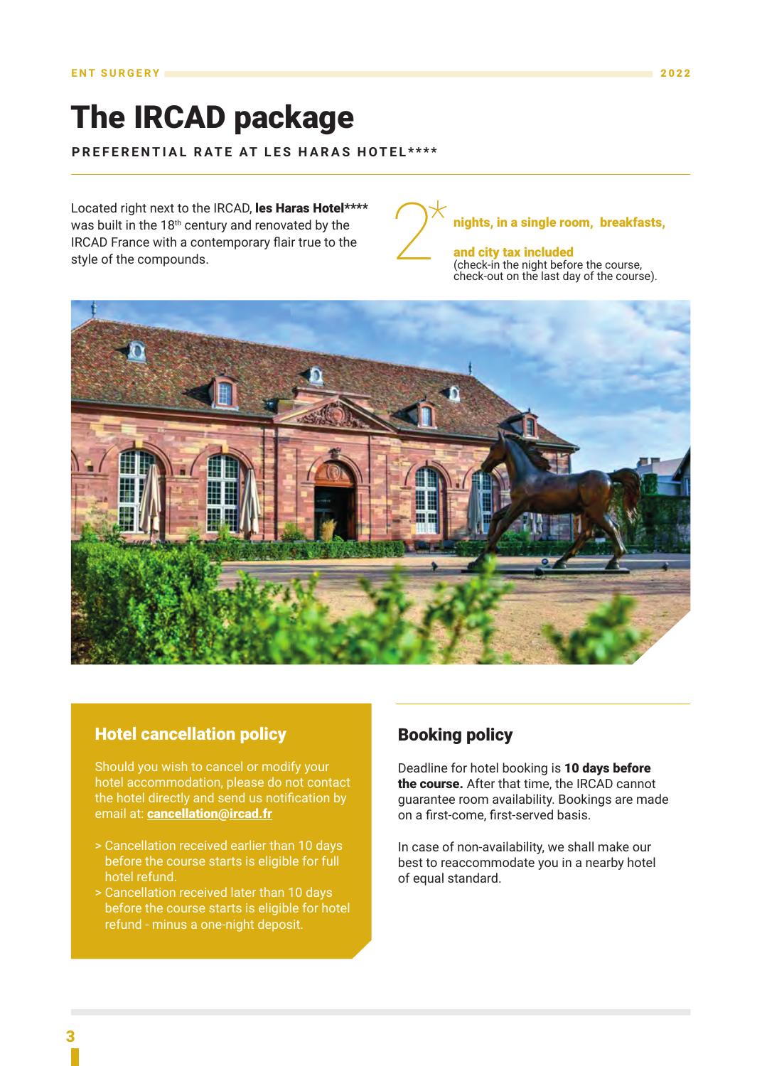# The IRCAD package

**PREFERENTIAL RATE AT LES HARAS HOTEL\*\*\*\***

Located right next to the IRCAD, **les Haras Hotel\*\*\*\*** was built in the 18th century and renovated by the IRCAD France with a contemporary flair true to the style of the compounds.

**2\* nights, in a single room, breakfasts, and city tax included**
(check-in the night before the course, check-out on the last day of the course).

## Hotel cancellation policy

Should you wish to cancel or modify your hotel accommodation, please do not contact the hotel directly and send us notification by email at: **cancellation@ircad.fr**

> Cancellation received earlier than 10 days before the course starts is eligible for full hotel refund.
> Cancellation received later than 10 days before the course starts is eligible for hotel refund - minus a one-night deposit.

## Booking policy

Deadline for hotel booking is **10 days before the course.** After that time, the IRCAD cannot guarantee room availability. Bookings are made on a first-come, first-served basis.

In case of non-availability, we shall make our best to reaccommodate you in a nearby hotel of equal standard.